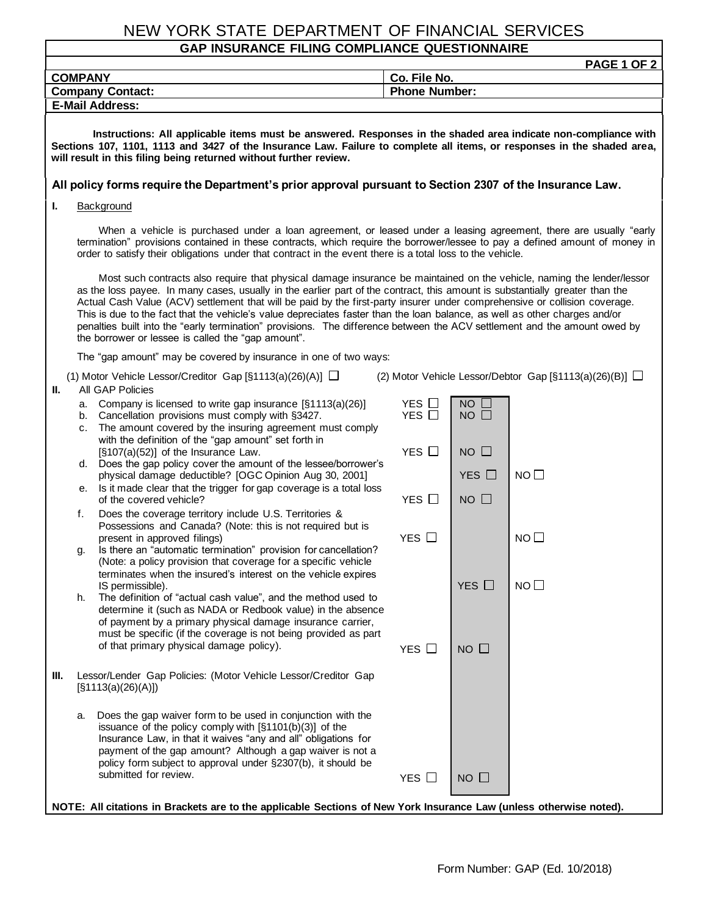# NEW YORK STATE DEPARTMENT OF FINANCIAL SERVICES

## GAP INSURANCE FILING COMPLIANCE QUESTIONNAIRE

| COMPANY | Co. File No. |
|---|---|
| **Company Contact:** | **Phone Number:** |
| **E-Mail Address:** | |

**Instructions: All applicable items must be answered. Responses in the shaded area indicate non-compliance with Sections 107, 1101, 1113 and 3427 of the Insurance Law. Failure to complete all items, or responses in the shaded area, will result in this filing being returned without further review.**

**All policy forms require the Department's prior approval pursuant to Section 2307 of the Insurance Law.**

**I.** Background

When a vehicle is purchased under a loan agreement, or leased under a leasing agreement, there are usually "early termination" provisions contained in these contracts, which require the borrower/lessee to pay a defined amount of money in order to satisfy their obligations under that contract in the event there is a total loss to the vehicle.

Most such contracts also require that physical damage insurance be maintained on the vehicle, naming the lender/lessor as the loss payee. In many cases, usually in the earlier part of the contract, this amount is substantially greater than the Actual Cash Value (ACV) settlement that will be paid by the first-party insurer under comprehensive or collision coverage. This is due to the fact that the vehicle's value depreciates faster than the loan balance, as well as other charges and/or penalties built into the "early termination" provisions. The difference between the ACV settlement and the amount owed by the borrower or lessee is called the "gap amount".

The "gap amount" may be covered by insurance in one of two ways:

(1) Motor Vehicle Lessor/Creditor Gap [§1113(a)(26)(A)] ☐ (2) Motor Vehicle Lessor/Debtor Gap [§1113(a)(26)(B)] ☐

**II.** All GAP Policies

| Item | | Shaded (non-compliant) | |
|---|---|---|---|
| a. Company is licensed to write gap insurance [§1113(a)(26)] | YES ☐ | NO ☐ | |
| b. Cancellation provisions must comply with §3427. | YES ☐ | NO ☐ | |
| c. The amount covered by the insuring agreement must comply with the definition of the "gap amount" set forth in [§107(a)(52)] of the Insurance Law. | YES ☐ | NO ☐ | |
| d. Does the gap policy cover the amount of the lessee/borrower's physical damage deductible? [OGC Opinion Aug 30, 2001] | | YES ☐ | NO ☐ |
| e. Is it made clear that the trigger for gap coverage is a total loss of the covered vehicle? | YES ☐ | NO ☐ | |
| f. Does the coverage territory include U.S. Territories & Possessions and Canada? (Note: this is not required but is present in approved filings) | YES ☐ | | NO ☐ |
| g. Is there an "automatic termination" provision for cancellation? (Note: a policy provision that coverage for a specific vehicle terminates when the insured's interest on the vehicle expires IS permissible). | | YES ☐ | NO ☐ |
| h. The definition of "actual cash value", and the method used to determine it (such as NADA or Redbook value) in the absence of payment by a primary physical damage insurance carrier, must be specific (if the coverage is not being provided as part of that primary physical damage policy). | YES ☐ | NO ☐ | |

**III.** Lessor/Lender Gap Policies: (Motor Vehicle Lessor/Creditor Gap [§1113(a)(26)(A)])

| Item | | Shaded (non-compliant) |
|---|---|---|
| a. Does the gap waiver form to be used in conjunction with the issuance of the policy comply with [§1101(b)(3)] of the Insurance Law, in that it waives "any and all" obligations for payment of the gap amount? Although a gap waiver is not a policy form subject to approval under §2307(b), it should be submitted for review. | YES ☐ | NO ☐ |

**NOTE: All citations in Brackets are to the applicable Sections of New York Insurance Law (unless otherwise noted).**

Form Number: GAP (Ed. 10/2018)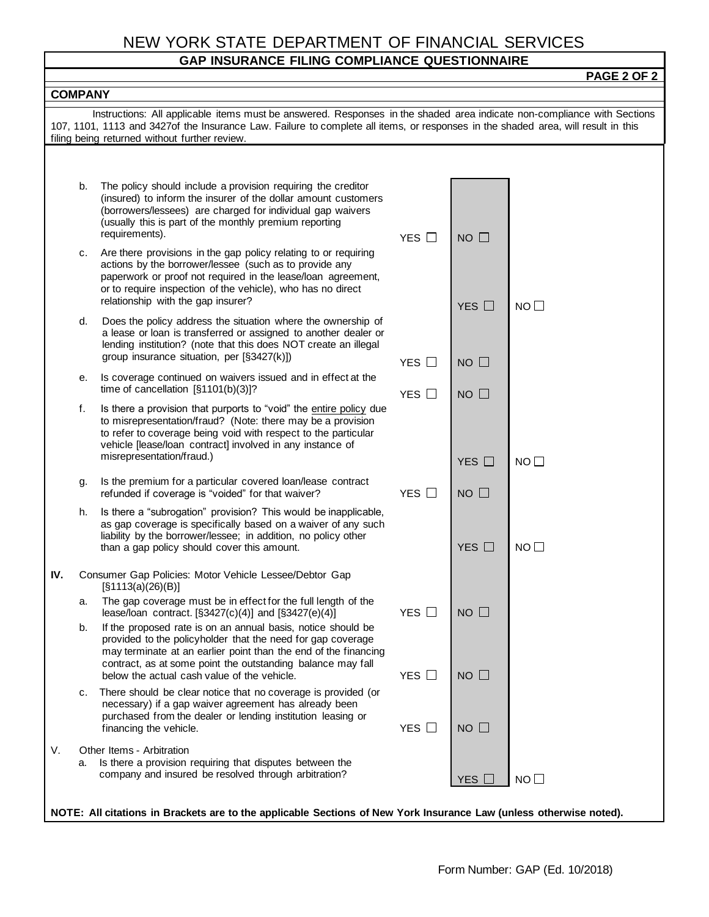# NEW YORK STATE DEPARTMENT OF FINANCIAL SERVICES

## GAP INSURANCE FILING COMPLIANCE QUESTIONNAIRE

**COMPANY**

Instructions: All applicable items must be answered. Responses in the shaded area indicate non-compliance with Sections 107, 1101, 1113 and 3427of the Insurance Law. Failure to complete all items, or responses in the shaded area, will result in this filing being returned without further review.

| | | | | |
|---|---|---|---|---|
| | b. The policy should include a provision requiring the creditor (insured) to inform the insurer of the dollar amount customers (borrowers/lessees) are charged for individual gap waivers (usually this is part of the monthly premium reporting requirements). | YES ☐ | NO ☐ | |
| | c. Are there provisions in the gap policy relating to or requiring actions by the borrower/lessee (such as to provide any paperwork or proof not required in the lease/loan agreement, or to require inspection of the vehicle), who has no direct relationship with the gap insurer? | | YES ☐ | NO ☐ |
| | d. Does the policy address the situation where the ownership of a lease or loan is transferred or assigned to another dealer or lending institution? (note that this does NOT create an illegal group insurance situation, per [§3427(k)]) | YES ☐ | NO ☐ | |
| | e. Is coverage continued on waivers issued and in effect at the time of cancellation [§1101(b)(3)]? | YES ☐ | NO ☐ | |
| | f. Is there a provision that purports to "void" the entire policy due to misrepresentation/fraud? (Note: there may be a provision to refer to coverage being void with respect to the particular vehicle [lease/loan contract] involved in any instance of misrepresentation/fraud.) | | YES ☐ | NO ☐ |
| | g. Is the premium for a particular covered loan/lease contract refunded if coverage is "voided" for that waiver? | YES ☐ | NO ☐ | |
| | h. Is there a "subrogation" provision? This would be inapplicable, as gap coverage is specifically based on a waiver of any such liability by the borrower/lessee; in addition, no policy other than a gap policy should cover this amount. | | YES ☐ | NO ☐ |
| **IV.** | Consumer Gap Policies: Motor Vehicle Lessee/Debtor Gap [§1113(a)(26)(B)] | | | |
| | a. The gap coverage must be in effect for the full length of the lease/loan contract. [§3427(c)(4)] and [§3427(e)(4)] | YES ☐ | NO ☐ | |
| | b. If the proposed rate is on an annual basis, notice should be provided to the policyholder that the need for gap coverage may terminate at an earlier point than the end of the financing contract, as at some point the outstanding balance may fall below the actual cash value of the vehicle. | YES ☐ | NO ☐ | |
| | c. There should be clear notice that no coverage is provided (or necessary) if a gap waiver agreement has already been purchased from the dealer or lending institution leasing or financing the vehicle. | YES ☐ | NO ☐ | |
| V. | Other Items - Arbitration | | | |
| | a. Is there a provision requiring that disputes between the company and insured be resolved through arbitration? | | YES ☐ | NO ☐ |

**NOTE: All citations in Brackets are to the applicable Sections of New York Insurance Law (unless otherwise noted).**

Form Number: GAP (Ed. 10/2018)